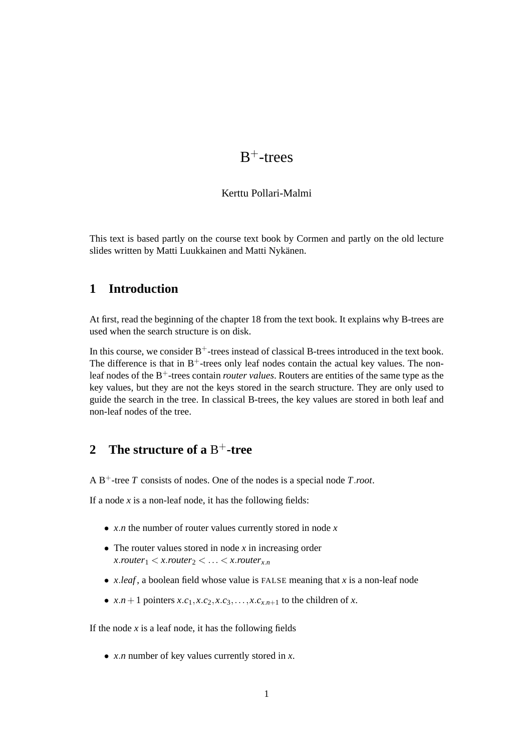# $B^+$-trees

Kerttu Pollari-Malmi

This text is based partly on the course text book by Cormen and partly on the old lecture slides written by Matti Luukkainen and Matti Nykänen.

## 1 Introduction

At first, read the beginning of the chapter 18 from the text book. It explains why B-trees are used when the search structure is on disk.

In this course, we consider $B^+$-trees instead of classical B-trees introduced in the text book. The difference is that in $B^+$-trees only leaf nodes contain the actual key values. The non-leaf nodes of the $B^+$-trees contain *router values*. Routers are entities of the same type as the key values, but they are not the keys stored in the search structure. They are only used to guide the search in the tree. In classical B-trees, the key values are stored in both leaf and non-leaf nodes of the tree.

## 2 The structure of a $B^+$-tree

A $B^+$-tree $T$ consists of nodes. One of the nodes is a special node $T.root$.

If a node $x$ is a non-leaf node, it has the following fields:

- $x.n$ the number of router values currently stored in node $x$
- The router values stored in node $x$ in increasing order
  $x.router_1 < x.router_2 < \ldots < x.router_{x.n}$
- $x.leaf$, a boolean field whose value is FALSE meaning that $x$ is a non-leaf node
- $x.n+1$ pointers $x.c_1, x.c_2, x.c_3, \ldots, x.c_{x.n+1}$ to the children of $x$.

If the node $x$ is a leaf node, it has the following fields

- $x.n$ number of key values currently stored in $x$.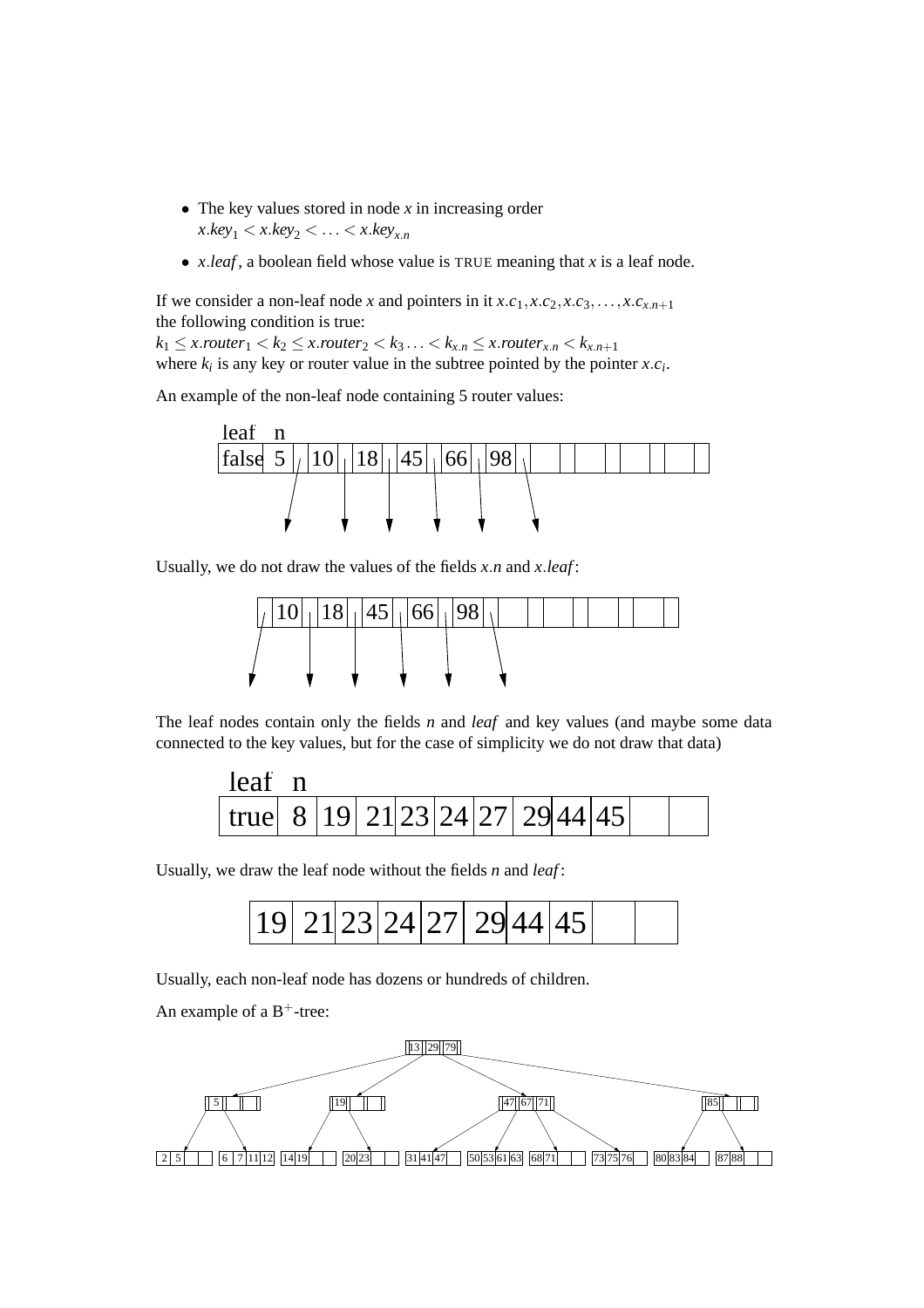- The key values stored in node $x$ in increasing order
  $x.key_1 < x.key_2 < \ldots < x.key_{x.n}$
- $x.leaf$, a boolean field whose value is TRUE meaning that $x$ is a leaf node.

If we consider a non-leaf node $x$ and pointers in it $x.c_1, x.c_2, x.c_3, \ldots, x.c_{x.n+1}$ the following condition is true:
$k_1 \leq x.router_1 < k_2 \leq x.router_2 < k_3 \ldots < k_{x.n} \leq x.router_{x.n} < k_{x.n+1}$
where $k_i$ is any key or router value in the subtree pointed by the pointer $x.c_i$.

An example of the non-leaf node containing 5 router values:

| leaf | n | | | | | | | | | | | |
|---|---|---|---|---|---|---|---|---|---|---|---|---|
| false | 5 | / | 10 | / | 18 | / | 45 | / | 66 | / | 98 | / |

Usually, we do not draw the values of the fields $x.n$ and $x.leaf$:

| / | 10 | / | 18 | / | 45 | / | 66 | / | 98 | / | | | |
|---|---|---|---|---|---|---|---|---|---|---|---|---|---|

The leaf nodes contain only the fields $n$ and $leaf$ and key values (and maybe some data connected to the key values, but for the case of simplicity we do not draw that data)

| leaf | n | | | | | | | | | | |
|---|---|---|---|---|---|---|---|---|---|---|---|
| true | 8 | 19 | 21 | 23 | 24 | 27 | 29 | 44 | 45 | | |

Usually, we draw the leaf node without the fields $n$ and $leaf$:

| 19 | 21 | 23 | 24 | 27 | 29 | 44 | 45 | | |
|---|---|---|---|---|---|---|---|---|---|

Usually, each non-leaf node has dozens or hundreds of children.

An example of a $B^+$-tree:

Root: [13 | 29 | 79]

Level 1: [5] [19] [47 | 67 | 71] [85]

Leaves: [2 5] [6 7 11 12] [14 19] [20 23] [31 41 47] [50 53 61 63] [68 71] [73 75 76] [80 83 84] [87 88]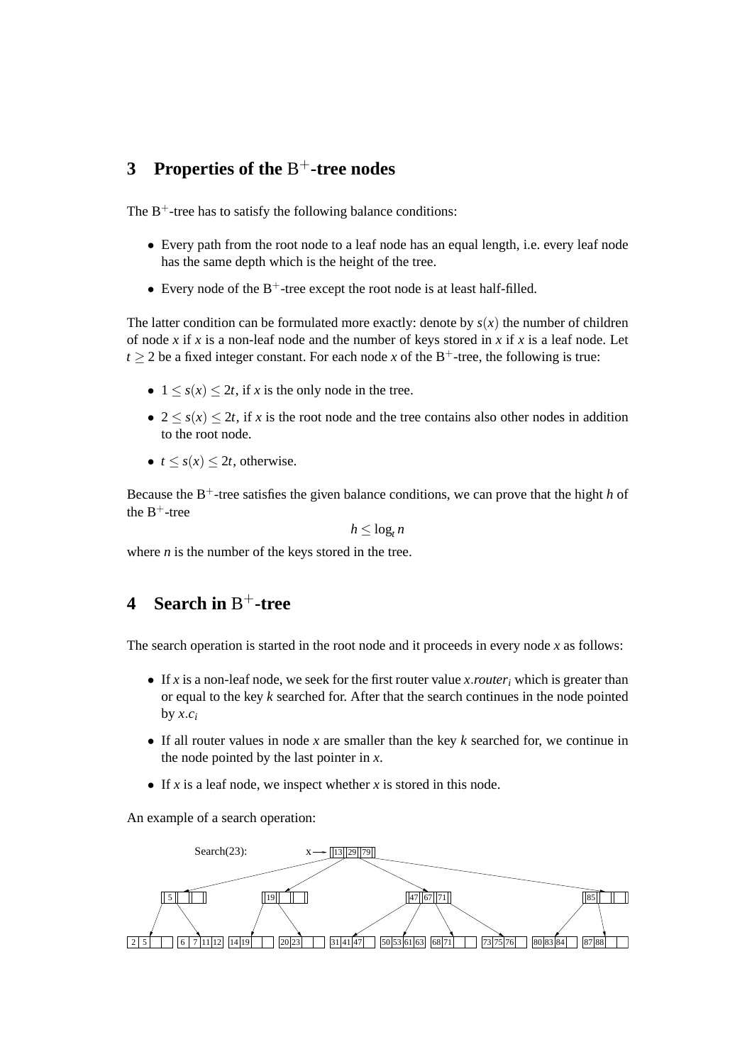## 3 Properties of the B$^+$-tree nodes

The B$^+$-tree has to satisfy the following balance conditions:

- Every path from the root node to a leaf node has an equal length, i.e. every leaf node has the same depth which is the height of the tree.
- Every node of the B$^+$-tree except the root node is at least half-filled.

The latter condition can be formulated more exactly: denote by $s(x)$ the number of children of node $x$ if $x$ is a non-leaf node and the number of keys stored in $x$ if $x$ is a leaf node. Let $t \geq 2$ be a fixed integer constant. For each node $x$ of the B$^+$-tree, the following is true:

- $1 \leq s(x) \leq 2t$, if $x$ is the only node in the tree.
- $2 \leq s(x) \leq 2t$, if $x$ is the root node and the tree contains also other nodes in addition to the root node.
- $t \leq s(x) \leq 2t$, otherwise.

Because the B$^+$-tree satisfies the given balance conditions, we can prove that the hight $h$ of the B$^+$-tree

$$h \leq \log_t n$$

where $n$ is the number of the keys stored in the tree.

## 4 Search in B$^+$-tree

The search operation is started in the root node and it proceeds in every node $x$ as follows:

- If $x$ is a non-leaf node, we seek for the first router value $x.router_i$ which is greater than or equal to the key $k$ searched for. After that the search continues in the node pointed by $x.c_i$
- If all router values in node $x$ are smaller than the key $k$ searched for, we continue in the node pointed by the last pointer in $x$.
- If $x$ is a leaf node, we inspect whether $x$ is stored in this node.

An example of a search operation:

Search(23): x → [13 | 29 | 79]

Level 1: [5] [19] [47 | 67 | 71] [85]

Leaves: [2 5] [6 7 11 12] [14 19] [20 23] [31 41 47] [50 53 61 63] [68 71] [73 75 76] [80 83 84] [87 88]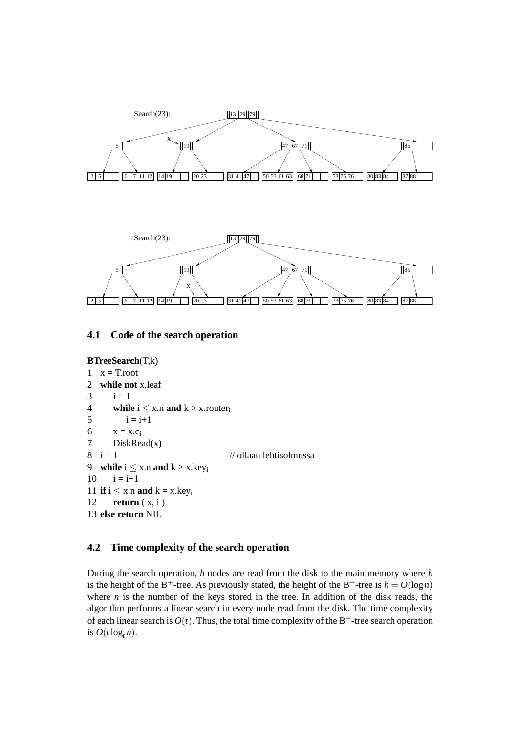Search(23):

Search(23):

### 4.1 Code of the search operation

```
BTreeSearch(T,k)
1  x = T.root
2  while not x.leaf
3      i = 1
4      while i ≤ x.n and k > x.router_i
5          i = i+1
6      x = x.c_i
7      DiskRead(x)
8  i = 1                              // ollaan lehtisolmussa
9  while i ≤ x.n and k > x.key_i
10     i = i+1
11 if i ≤ x.n and k = x.key_i
12     return ( x, i )
13 else return NIL
```

### 4.2 Time complexity of the search operation

During the search operation, $h$ nodes are read from the disk to the main memory where $h$ is the height of the B$^+$-tree. As previously stated, the height of the B$^+$-tree is $h = O(\log n)$ where $n$ is the number of the keys stored in the tree. In addition of the disk reads, the algorithm performs a linear search in every node read from the disk. The time complexity of each linear search is $O(t)$. Thus, the total time complexity of the B$^+$-tree search operation is $O(t \log_t n)$.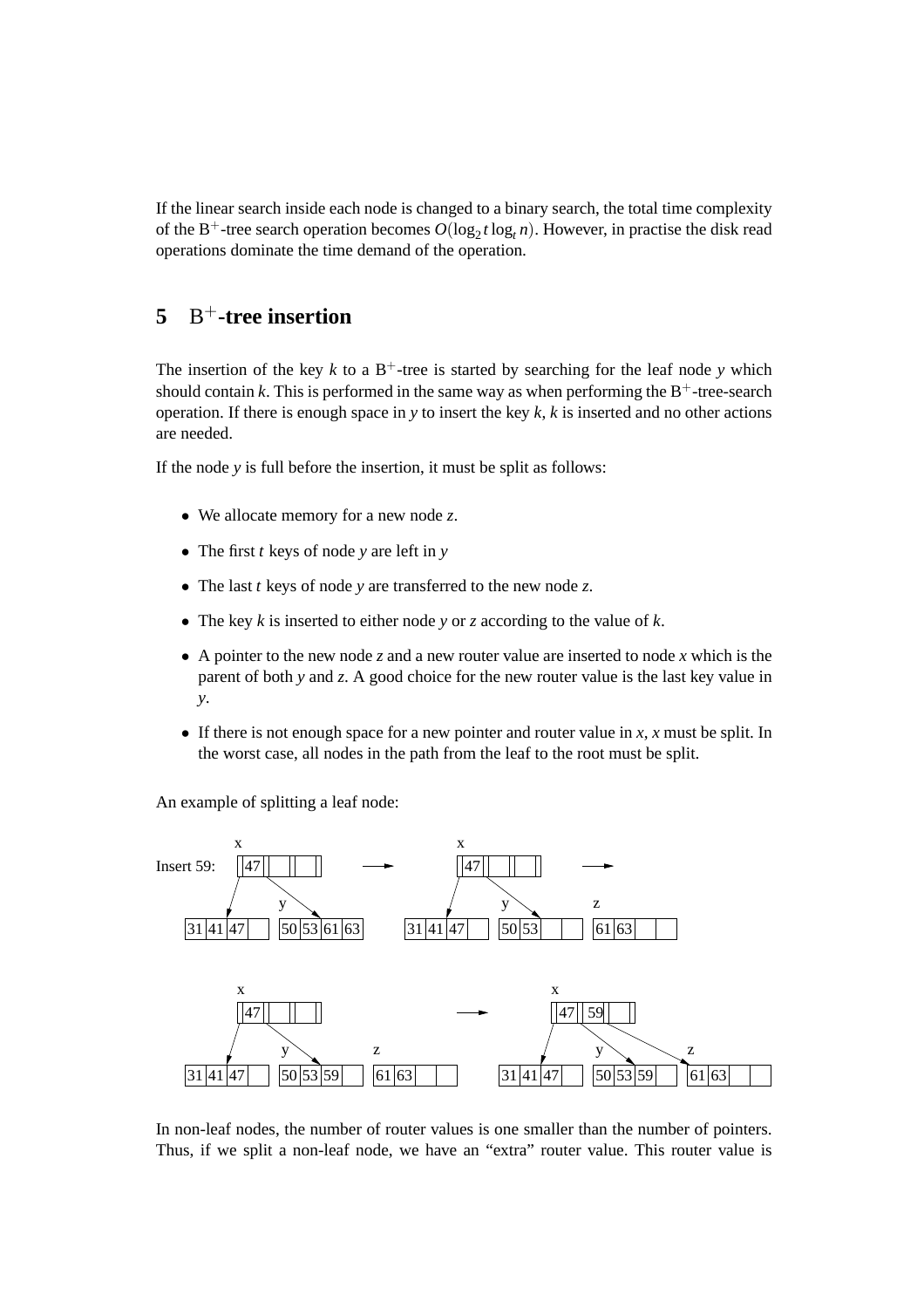If the linear search inside each node is changed to a binary search, the total time complexity of the $B^+$-tree search operation becomes $O(\log_2 t \log_t n)$. However, in practise the disk read operations dominate the time demand of the operation.

## 5 $B^+$-tree insertion

The insertion of the key $k$ to a $B^+$-tree is started by searching for the leaf node $y$ which should contain $k$. This is performed in the same way as when performing the $B^+$-tree-search operation. If there is enough space in $y$ to insert the key $k$, $k$ is inserted and no other actions are needed.

If the node $y$ is full before the insertion, it must be split as follows:

- We allocate memory for a new node $z$.
- The first $t$ keys of node $y$ are left in $y$
- The last $t$ keys of node $y$ are transferred to the new node $z$.
- The key $k$ is inserted to either node $y$ or $z$ according to the value of $k$.
- A pointer to the new node $z$ and a new router value are inserted to node $x$ which is the parent of both $y$ and $z$. A good choice for the new router value is the last key value in $y$.
- If there is not enough space for a new pointer and router value in $x$, $x$ must be split. In the worst case, all nodes in the path from the leaf to the root must be split.

An example of splitting a leaf node:

Insert 59:

In non-leaf nodes, the number of router values is one smaller than the number of pointers. Thus, if we split a non-leaf node, we have an "extra" router value. This router value is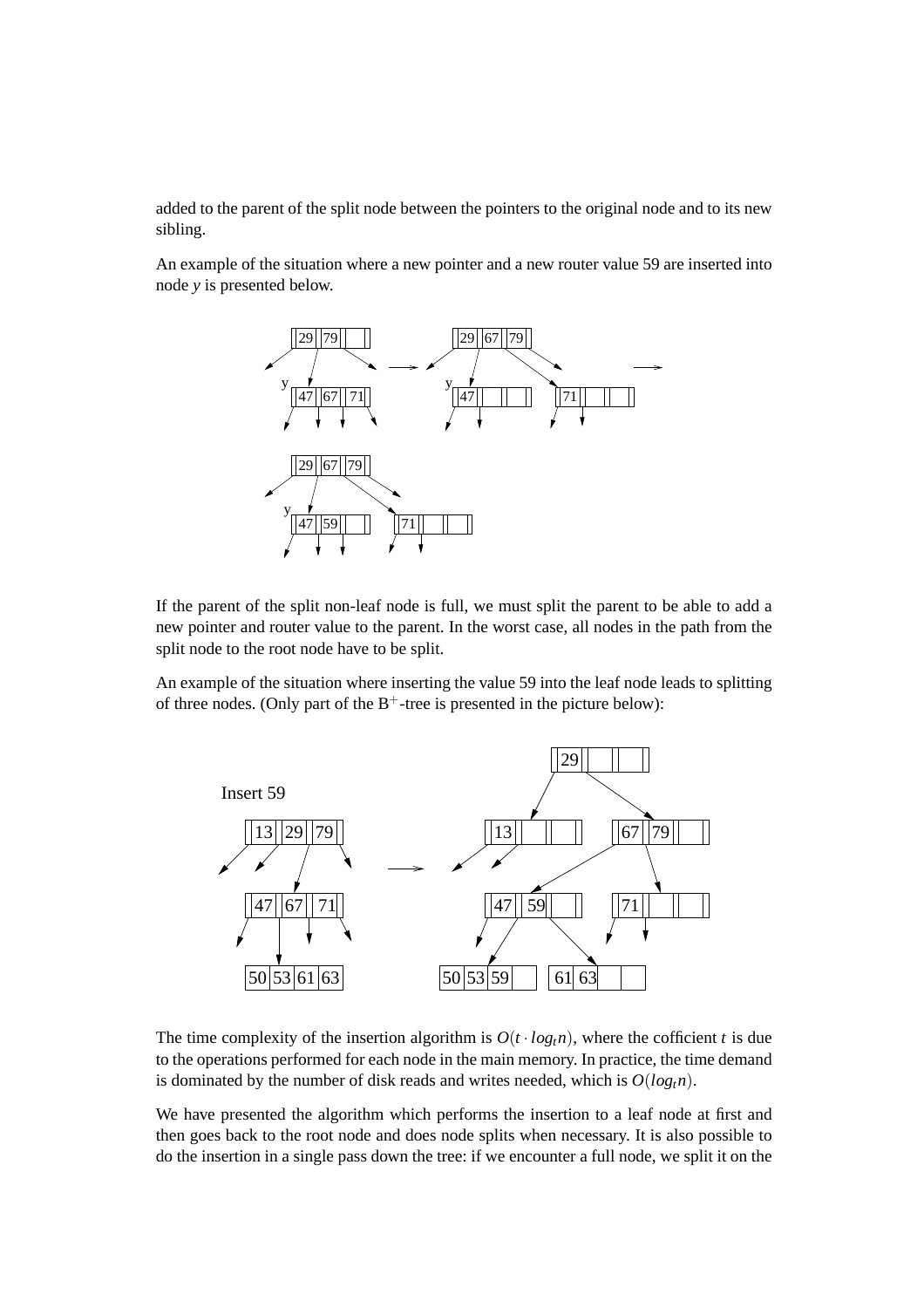added to the parent of the split node between the pointers to the original node and to its new sibling.

An example of the situation where a new pointer and a new router value 59 are inserted into node *y* is presented below.

If the parent of the split non-leaf node is full, we must split the parent to be able to add a new pointer and router value to the parent. In the worst case, all nodes in the path from the split node to the root node have to be split.

An example of the situation where inserting the value 59 into the leaf node leads to splitting of three nodes. (Only part of the B$^+$-tree is presented in the picture below):

The time complexity of the insertion algorithm is $O(t \cdot log_t n)$, where the cofficient $t$ is due to the operations performed for each node in the main memory. In practice, the time demand is dominated by the number of disk reads and writes needed, which is $O(log_t n)$.

We have presented the algorithm which performs the insertion to a leaf node at first and then goes back to the root node and does node splits when necessary. It is also possible to do the insertion in a single pass down the tree: if we encounter a full node, we split it on the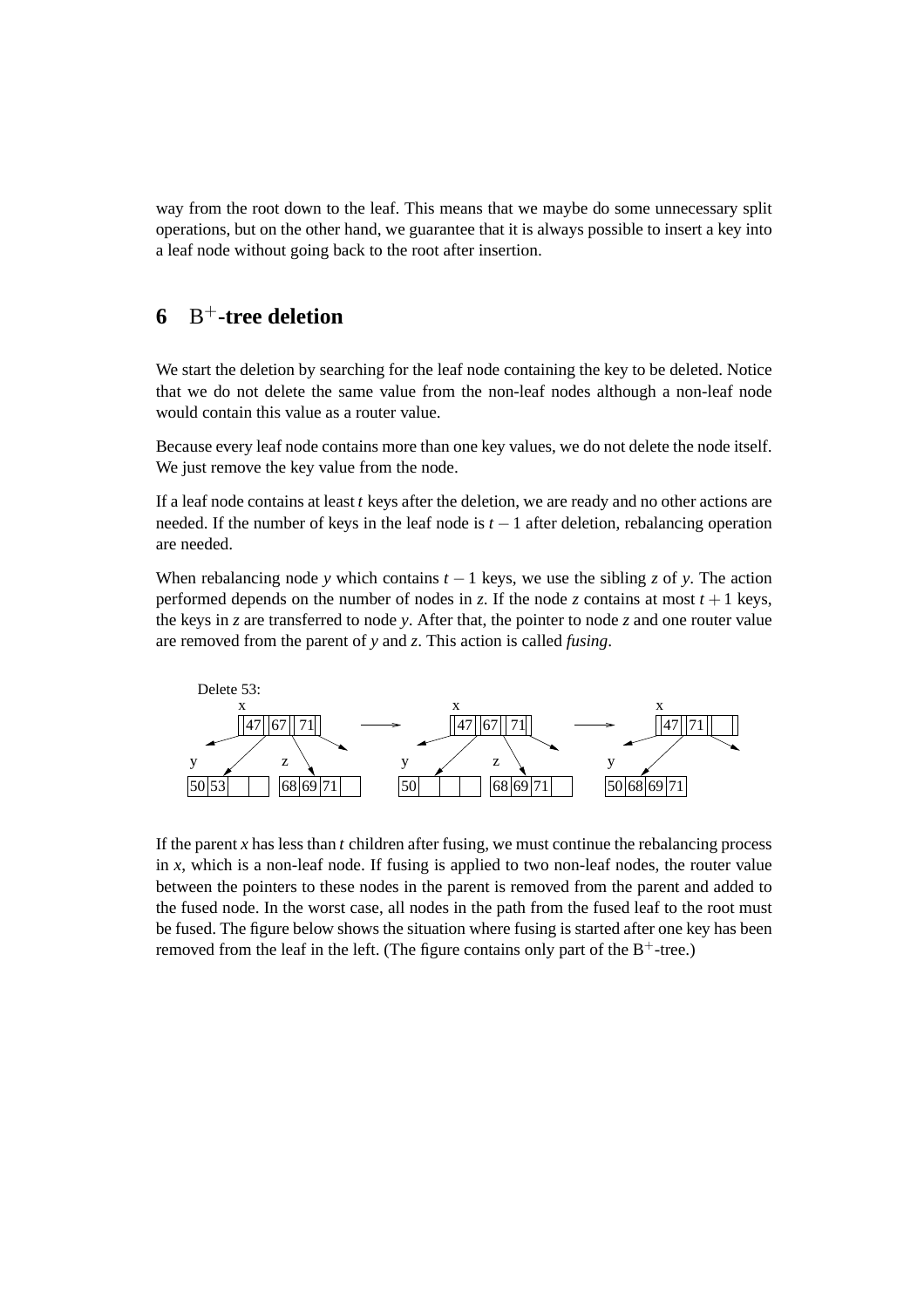way from the root down to the leaf. This means that we maybe do some unnecessary split operations, but on the other hand, we guarantee that it is always possible to insert a key into a leaf node without going back to the root after insertion.

## 6 B$^+$-tree deletion

We start the deletion by searching for the leaf node containing the key to be deleted. Notice that we do not delete the same value from the non-leaf nodes although a non-leaf node would contain this value as a router value.

Because every leaf node contains more than one key values, we do not delete the node itself. We just remove the key value from the node.

If a leaf node contains at least $t$ keys after the deletion, we are ready and no other actions are needed. If the number of keys in the leaf node is $t-1$ after deletion, rebalancing operation are needed.

When rebalancing node $y$ which contains $t-1$ keys, we use the sibling $z$ of $y$. The action performed depends on the number of nodes in $z$. If the node $z$ contains at most $t+1$ keys, the keys in $z$ are transferred to node $y$. After that, the pointer to node $z$ and one router value are removed from the parent of $y$ and $z$. This action is called *fusing*.

Delete 53:

If the parent $x$ has less than $t$ children after fusing, we must continue the rebalancing process in $x$, which is a non-leaf node. If fusing is applied to two non-leaf nodes, the router value between the pointers to these nodes in the parent is removed from the parent and added to the fused node. In the worst case, all nodes in the path from the fused leaf to the root must be fused. The figure below shows the situation where fusing is started after one key has been removed from the leaf in the left. (The figure contains only part of the B$^+$-tree.)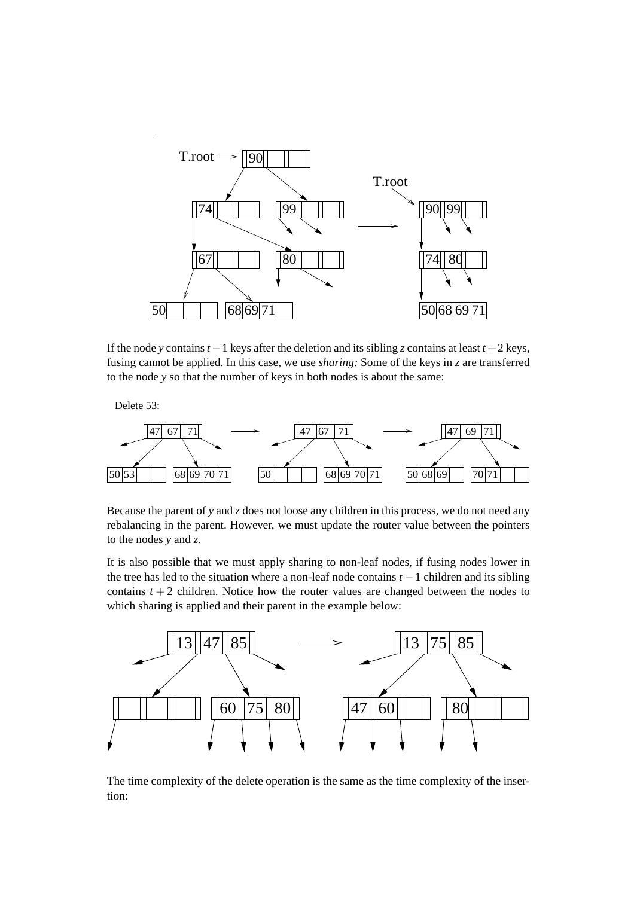If the node $y$ contains $t-1$ keys after the deletion and its sibling $z$ contains at least $t+2$ keys, fusing cannot be applied. In this case, we use *sharing:* Some of the keys in $z$ are transferred to the node $y$ so that the number of keys in both nodes is about the same:

Because the parent of $y$ and $z$ does not loose any children in this process, we do not need any rebalancing in the parent. However, we must update the router value between the pointers to the nodes $y$ and $z$.

It is also possible that we must apply sharing to non-leaf nodes, if fusing nodes lower in the tree has led to the situation where a non-leaf node contains $t-1$ children and its sibling contains $t+2$ children. Notice how the router values are changed between the nodes to which sharing is applied and their parent in the example below:

The time complexity of the delete operation is the same as the time complexity of the insertion: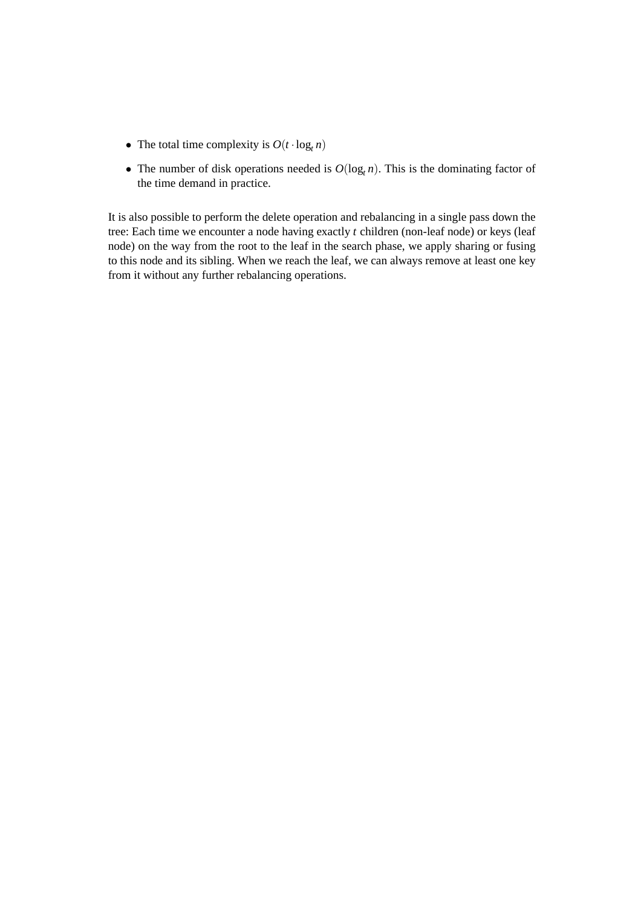- The total time complexity is $O(t \cdot \log_t n)$
- The number of disk operations needed is $O(\log_t n)$. This is the dominating factor of the time demand in practice.

It is also possible to perform the delete operation and rebalancing in a single pass down the tree: Each time we encounter a node having exactly $t$ children (non-leaf node) or keys (leaf node) on the way from the root to the leaf in the search phase, we apply sharing or fusing to this node and its sibling. When we reach the leaf, we can always remove at least one key from it without any further rebalancing operations.